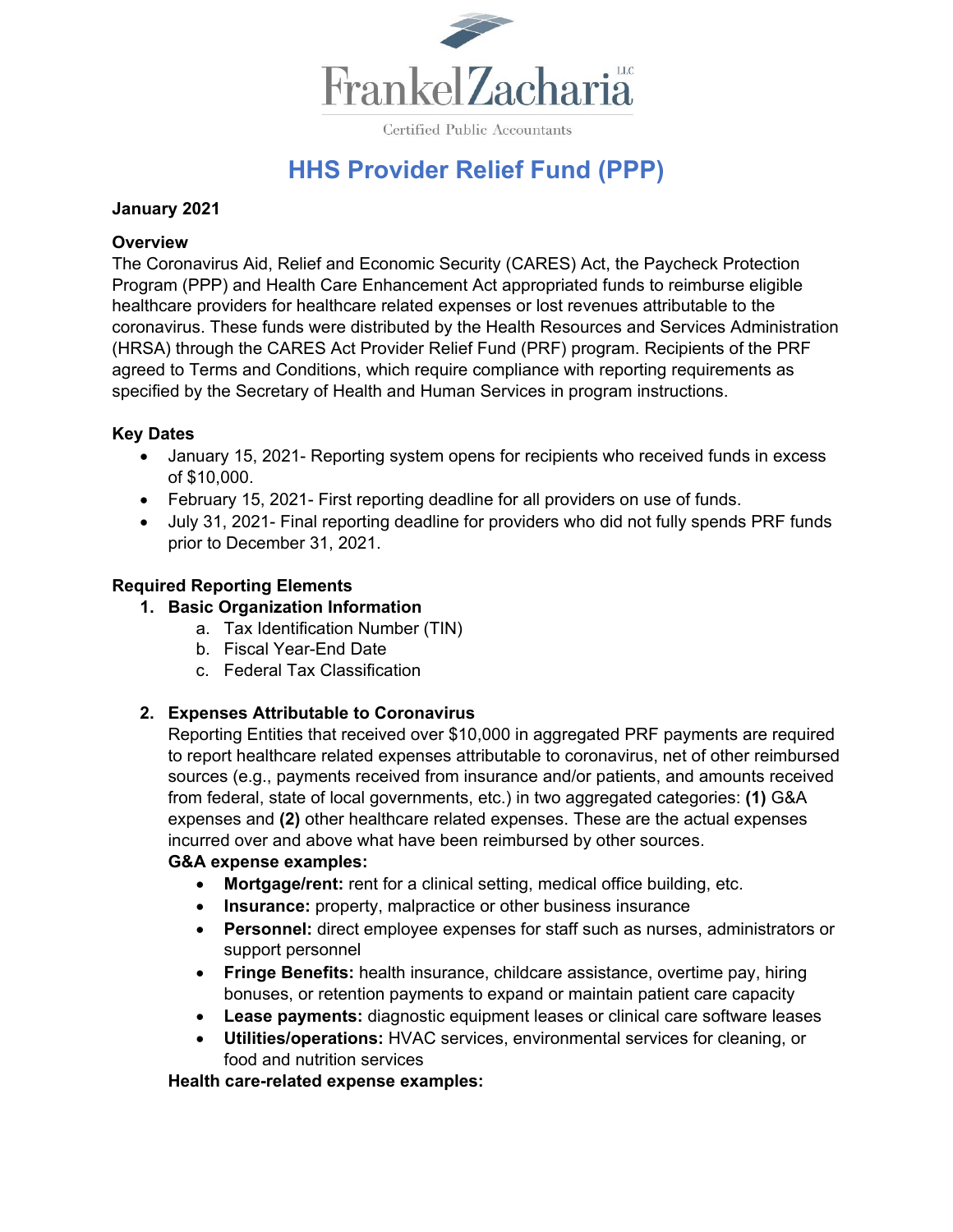FrankelZacharia LLC

Certified Public Accountants

# HHS Provider Relief Fund (PPP)

**January 2021**

**Overview**

The Coronavirus Aid, Relief and Economic Security (CARES) Act, the Paycheck Protection Program (PPP) and Health Care Enhancement Act appropriated funds to reimburse eligible healthcare providers for healthcare related expenses or lost revenues attributable to the coronavirus. These funds were distributed by the Health Resources and Services Administration (HRSA) through the CARES Act Provider Relief Fund (PRF) program. Recipients of the PRF agreed to Terms and Conditions, which require compliance with reporting requirements as specified by the Secretary of Health and Human Services in program instructions.

**Key Dates**

- January 15, 2021- Reporting system opens for recipients who received funds in excess of $10,000.
- February 15, 2021- First reporting deadline for all providers on use of funds.
- July 31, 2021- Final reporting deadline for providers who did not fully spends PRF funds prior to December 31, 2021.

**Required Reporting Elements**

1. **Basic Organization Information**
   a. Tax Identification Number (TIN)
   b. Fiscal Year-End Date
   c. Federal Tax Classification

2. **Expenses Attributable to Coronavirus**
   Reporting Entities that received over $10,000 in aggregated PRF payments are required to report healthcare related expenses attributable to coronavirus, net of other reimbursed sources (e.g., payments received from insurance and/or patients, and amounts received from federal, state of local governments, etc.) in two aggregated categories: **(1)** G&A expenses and **(2)** other healthcare related expenses. These are the actual expenses incurred over and above what have been reimbursed by other sources.
   **G&A expense examples:**
   - **Mortgage/rent:** rent for a clinical setting, medical office building, etc.
   - **Insurance:** property, malpractice or other business insurance
   - **Personnel:** direct employee expenses for staff such as nurses, administrators or support personnel
   - **Fringe Benefits:** health insurance, childcare assistance, overtime pay, hiring bonuses, or retention payments to expand or maintain patient care capacity
   - **Lease payments:** diagnostic equipment leases or clinical care software leases
   - **Utilities/operations:** HVAC services, environmental services for cleaning, or food and nutrition services

   **Health care-related expense examples:**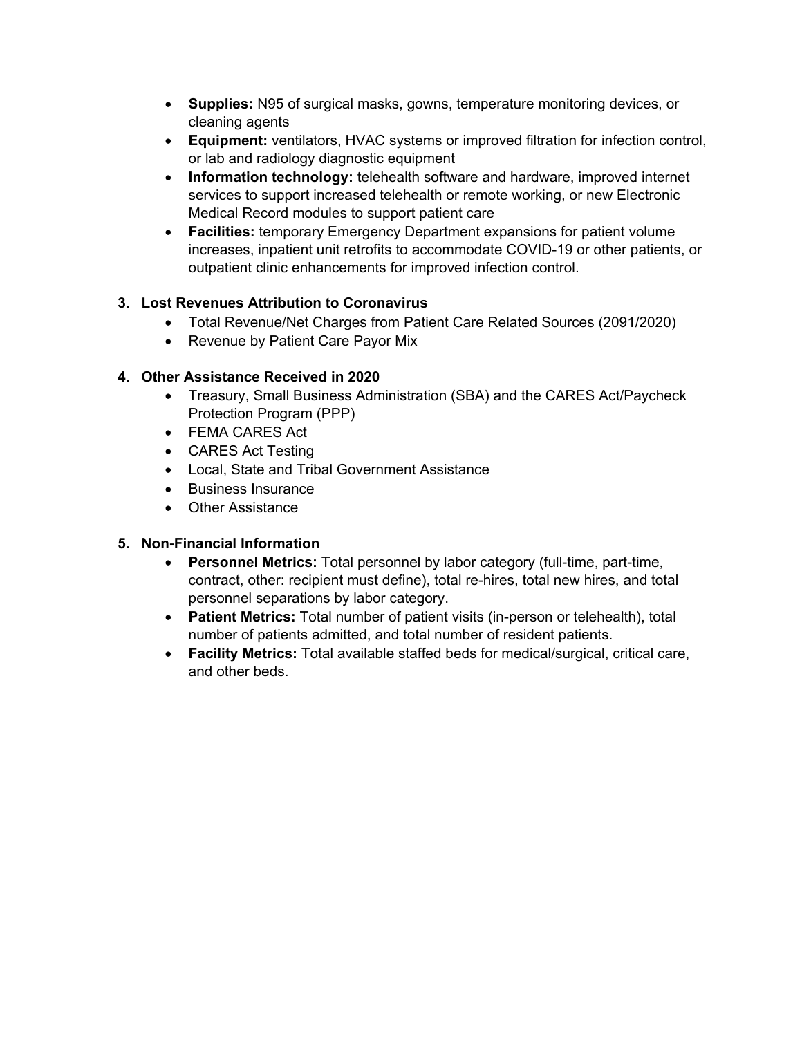- **Supplies:** N95 of surgical masks, gowns, temperature monitoring devices, or cleaning agents
- **Equipment:** ventilators, HVAC systems or improved filtration for infection control, or lab and radiology diagnostic equipment
- **Information technology:** telehealth software and hardware, improved internet services to support increased telehealth or remote working, or new Electronic Medical Record modules to support patient care
- **Facilities:** temporary Emergency Department expansions for patient volume increases, inpatient unit retrofits to accommodate COVID-19 or other patients, or outpatient clinic enhancements for improved infection control.

3. **Lost Revenues Attribution to Coronavirus**
   - Total Revenue/Net Charges from Patient Care Related Sources (2091/2020)
   - Revenue by Patient Care Payor Mix

4. **Other Assistance Received in 2020**
   - Treasury, Small Business Administration (SBA) and the CARES Act/Paycheck Protection Program (PPP)
   - FEMA CARES Act
   - CARES Act Testing
   - Local, State and Tribal Government Assistance
   - Business Insurance
   - Other Assistance

5. **Non-Financial Information**
   - **Personnel Metrics:** Total personnel by labor category (full-time, part-time, contract, other: recipient must define), total re-hires, total new hires, and total personnel separations by labor category.
   - **Patient Metrics:** Total number of patient visits (in-person or telehealth), total number of patients admitted, and total number of resident patients.
   - **Facility Metrics:** Total available staffed beds for medical/surgical, critical care, and other beds.